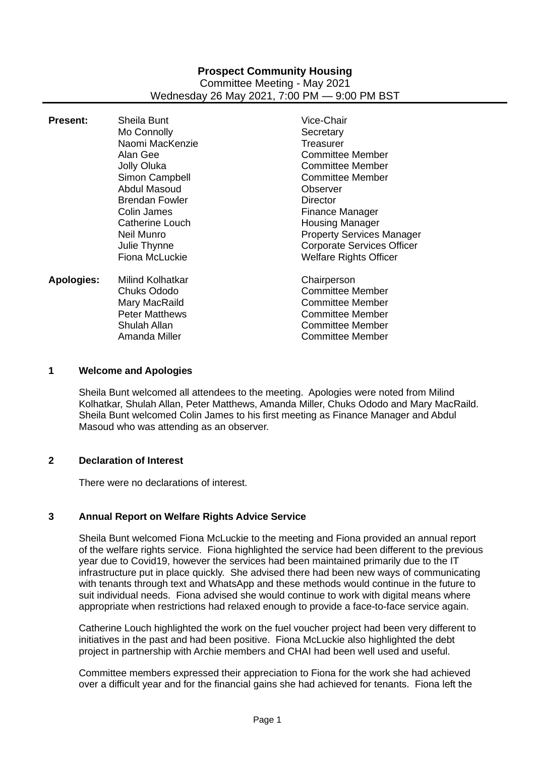**Prospect Community Housing**
Committee Meeting - May 2021
Wednesday 26 May 2021, 7:00 PM — 9:00 PM BST

| | | |
|---|---|---|
| **Present:** | Sheila Bunt | Vice-Chair |
| | Mo Connolly | Secretary |
| | Naomi MacKenzie | Treasurer |
| | Alan Gee | Committee Member |
| | Jolly Oluka | Committee Member |
| | Simon Campbell | Committee Member |
| | Abdul Masoud | Observer |
| | Brendan Fowler | Director |
| | Colin James | Finance Manager |
| | Catherine Louch | Housing Manager |
| | Neil Munro | Property Services Manager |
| | Julie Thynne | Corporate Services Officer |
| | Fiona McLuckie | Welfare Rights Officer |
| **Apologies:** | Milind Kolhatkar | Chairperson |
| | Chuks Ododo | Committee Member |
| | Mary MacRaild | Committee Member |
| | Peter Matthews | Committee Member |
| | Shulah Allan | Committee Member |
| | Amanda Miller | Committee Member |

## 1 Welcome and Apologies

Sheila Bunt welcomed all attendees to the meeting. Apologies were noted from Milind Kolhatkar, Shulah Allan, Peter Matthews, Amanda Miller, Chuks Ododo and Mary MacRaild. Sheila Bunt welcomed Colin James to his first meeting as Finance Manager and Abdul Masoud who was attending as an observer.

## 2 Declaration of Interest

There were no declarations of interest.

## 3 Annual Report on Welfare Rights Advice Service

Sheila Bunt welcomed Fiona McLuckie to the meeting and Fiona provided an annual report of the welfare rights service. Fiona highlighted the service had been different to the previous year due to Covid19, however the services had been maintained primarily due to the IT infrastructure put in place quickly. She advised there had been new ways of communicating with tenants through text and WhatsApp and these methods would continue in the future to suit individual needs. Fiona advised she would continue to work with digital means where appropriate when restrictions had relaxed enough to provide a face-to-face service again.

Catherine Louch highlighted the work on the fuel voucher project had been very different to initiatives in the past and had been positive. Fiona McLuckie also highlighted the debt project in partnership with Archie members and CHAI had been well used and useful.

Committee members expressed their appreciation to Fiona for the work she had achieved over a difficult year and for the financial gains she had achieved for tenants. Fiona left the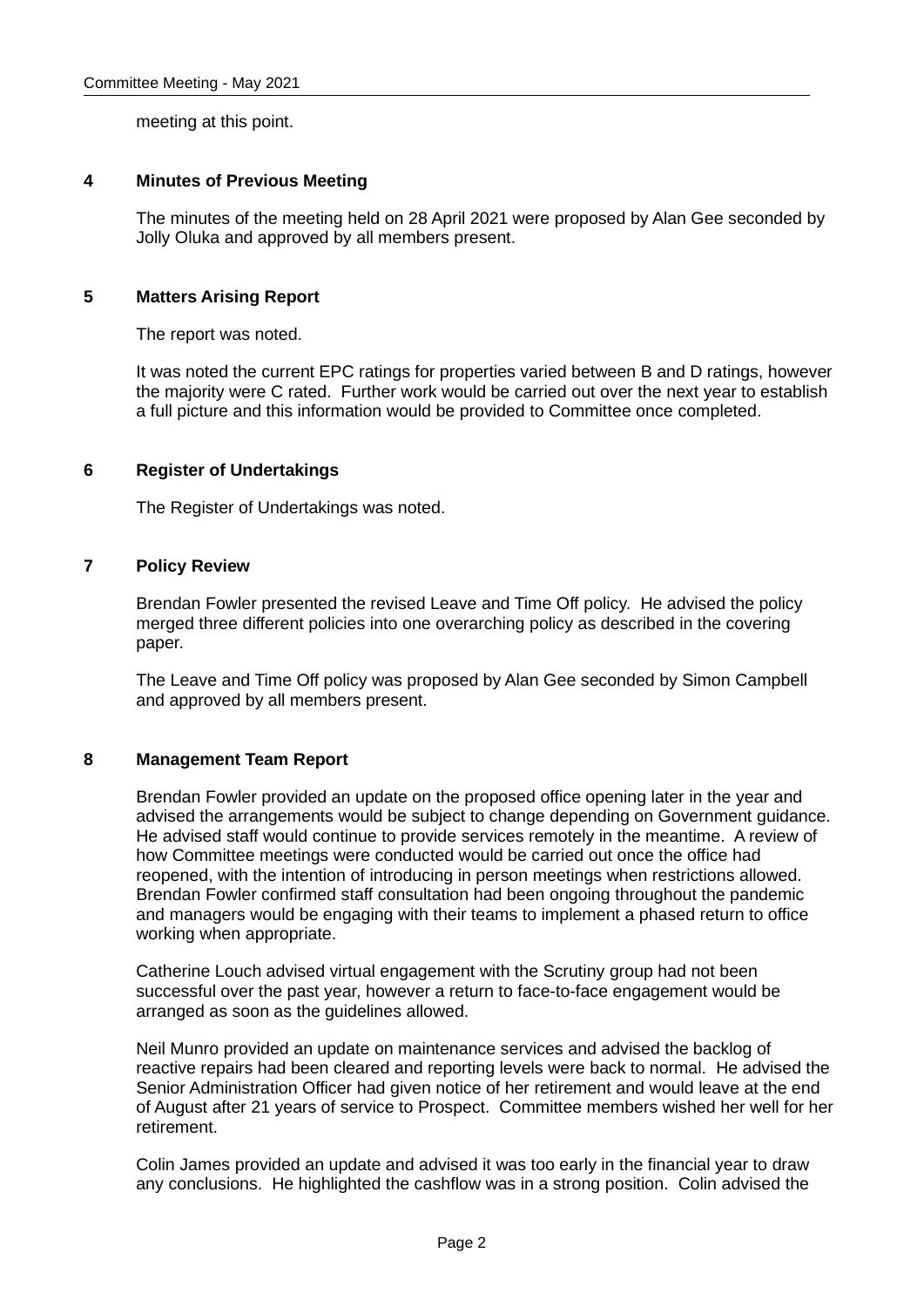meeting at this point.

## 4 Minutes of Previous Meeting

The minutes of the meeting held on 28 April 2021 were proposed by Alan Gee seconded by Jolly Oluka and approved by all members present.

## 5 Matters Arising Report

The report was noted.

It was noted the current EPC ratings for properties varied between B and D ratings, however the majority were C rated. Further work would be carried out over the next year to establish a full picture and this information would be provided to Committee once completed.

## 6 Register of Undertakings

The Register of Undertakings was noted.

## 7 Policy Review

Brendan Fowler presented the revised Leave and Time Off policy. He advised the policy merged three different policies into one overarching policy as described in the covering paper.

The Leave and Time Off policy was proposed by Alan Gee seconded by Simon Campbell and approved by all members present.

## 8 Management Team Report

Brendan Fowler provided an update on the proposed office opening later in the year and advised the arrangements would be subject to change depending on Government guidance. He advised staff would continue to provide services remotely in the meantime. A review of how Committee meetings were conducted would be carried out once the office had reopened, with the intention of introducing in person meetings when restrictions allowed. Brendan Fowler confirmed staff consultation had been ongoing throughout the pandemic and managers would be engaging with their teams to implement a phased return to office working when appropriate.

Catherine Louch advised virtual engagement with the Scrutiny group had not been successful over the past year, however a return to face-to-face engagement would be arranged as soon as the guidelines allowed.

Neil Munro provided an update on maintenance services and advised the backlog of reactive repairs had been cleared and reporting levels were back to normal. He advised the Senior Administration Officer had given notice of her retirement and would leave at the end of August after 21 years of service to Prospect. Committee members wished her well for her retirement.

Colin James provided an update and advised it was too early in the financial year to draw any conclusions. He highlighted the cashflow was in a strong position. Colin advised the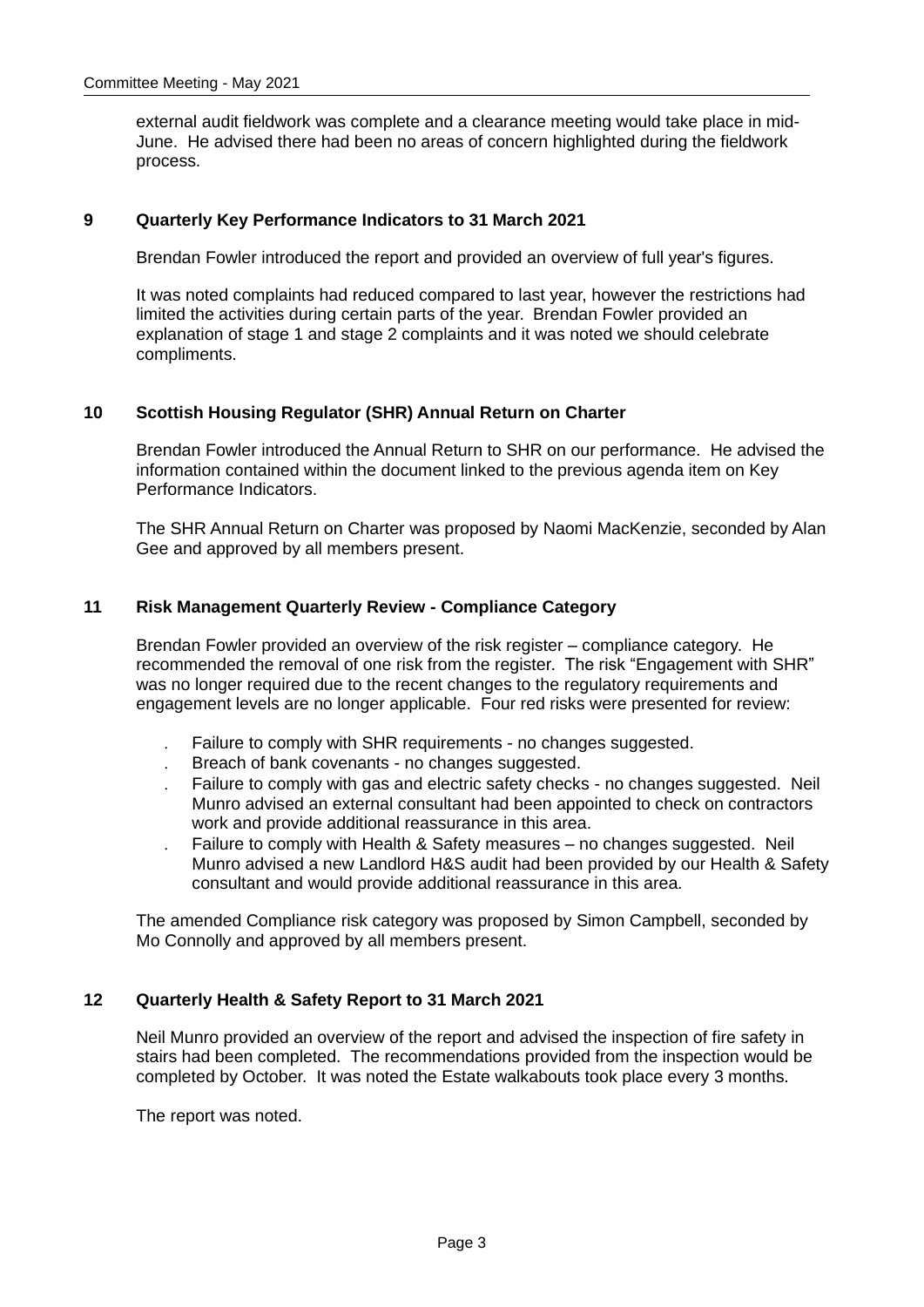external audit fieldwork was complete and a clearance meeting would take place in mid-June. He advised there had been no areas of concern highlighted during the fieldwork process.

## 9 Quarterly Key Performance Indicators to 31 March 2021

Brendan Fowler introduced the report and provided an overview of full year's figures.

It was noted complaints had reduced compared to last year, however the restrictions had limited the activities during certain parts of the year. Brendan Fowler provided an explanation of stage 1 and stage 2 complaints and it was noted we should celebrate compliments.

## 10 Scottish Housing Regulator (SHR) Annual Return on Charter

Brendan Fowler introduced the Annual Return to SHR on our performance. He advised the information contained within the document linked to the previous agenda item on Key Performance Indicators.

The SHR Annual Return on Charter was proposed by Naomi MacKenzie, seconded by Alan Gee and approved by all members present.

## 11 Risk Management Quarterly Review - Compliance Category

Brendan Fowler provided an overview of the risk register – compliance category. He recommended the removal of one risk from the register. The risk "Engagement with SHR" was no longer required due to the recent changes to the regulatory requirements and engagement levels are no longer applicable. Four red risks were presented for review:

- Failure to comply with SHR requirements - no changes suggested.
- Breach of bank covenants - no changes suggested.
- Failure to comply with gas and electric safety checks - no changes suggested. Neil Munro advised an external consultant had been appointed to check on contractors work and provide additional reassurance in this area.
- Failure to comply with Health & Safety measures – no changes suggested. Neil Munro advised a new Landlord H&S audit had been provided by our Health & Safety consultant and would provide additional reassurance in this area.

The amended Compliance risk category was proposed by Simon Campbell, seconded by Mo Connolly and approved by all members present.

## 12 Quarterly Health & Safety Report to 31 March 2021

Neil Munro provided an overview of the report and advised the inspection of fire safety in stairs had been completed. The recommendations provided from the inspection would be completed by October. It was noted the Estate walkabouts took place every 3 months.

The report was noted.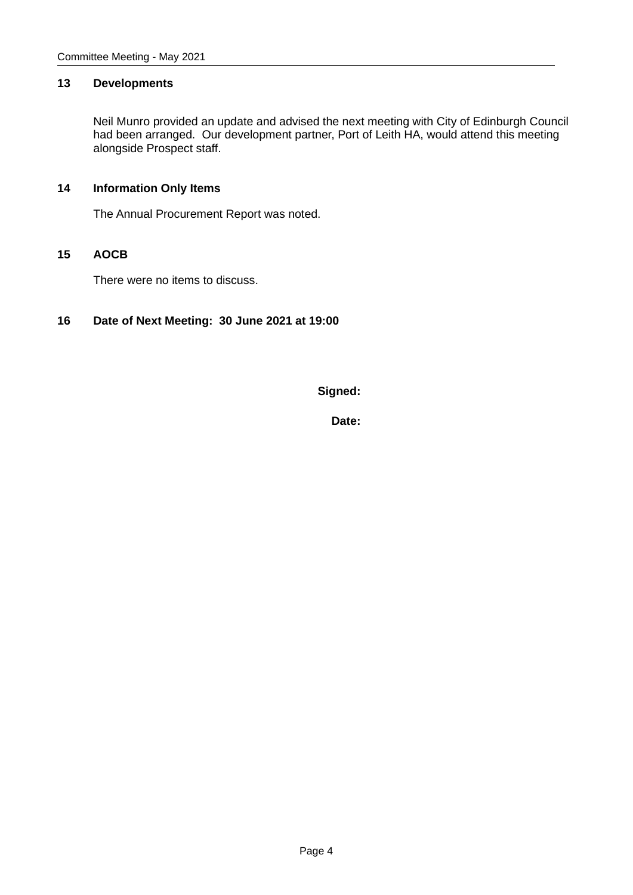## 13 Developments

Neil Munro provided an update and advised the next meeting with City of Edinburgh Council had been arranged. Our development partner, Port of Leith HA, would attend this meeting alongside Prospect staff.

## 14 Information Only Items

The Annual Procurement Report was noted.

## 15 AOCB

There were no items to discuss.

## 16 Date of Next Meeting: 30 June 2021 at 19:00

**Signed:**

**Date:**